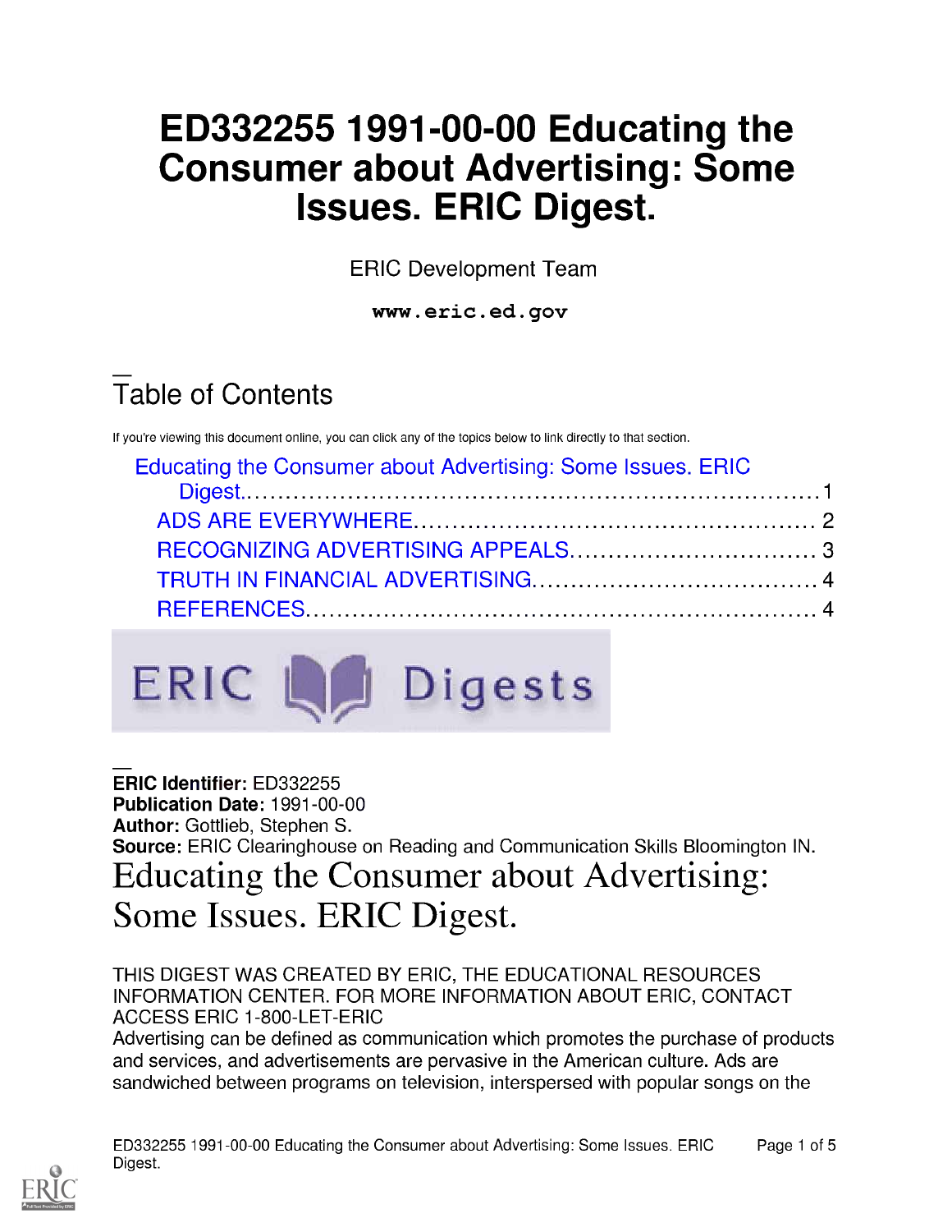# ED332255 1991-00-00 Educating the Consumer about Advertising: Some Issues. ERIC Digest.

ERIC Development Team

www.eric.ed.gov

## Table of Contents

If you're viewing this document online, you can click any of the topics below to link directly to that section.

- Educating the Consumer about Advertising: Some Issues. ERIC Digest.......1
  - ADS ARE EVERYWHERE.......2
  - RECOGNIZING ADVERTISING APPEALS.......3
  - TRUTH IN FINANCIAL ADVERTISING.......4
  - REFERENCES.......4

ERIC Digests

**ERIC Identifier:** ED332255
**Publication Date:** 1991-00-00
**Author:** Gottlieb, Stephen S.
**Source:** ERIC Clearinghouse on Reading and Communication Skills Bloomington IN.

# Educating the Consumer about Advertising: Some Issues. ERIC Digest.

THIS DIGEST WAS CREATED BY ERIC, THE EDUCATIONAL RESOURCES INFORMATION CENTER. FOR MORE INFORMATION ABOUT ERIC, CONTACT ACCESS ERIC 1-800-LET-ERIC

Advertising can be defined as communication which promotes the purchase of products and services, and advertisements are pervasive in the American culture. Ads are sandwiched between programs on television, interspersed with popular songs on the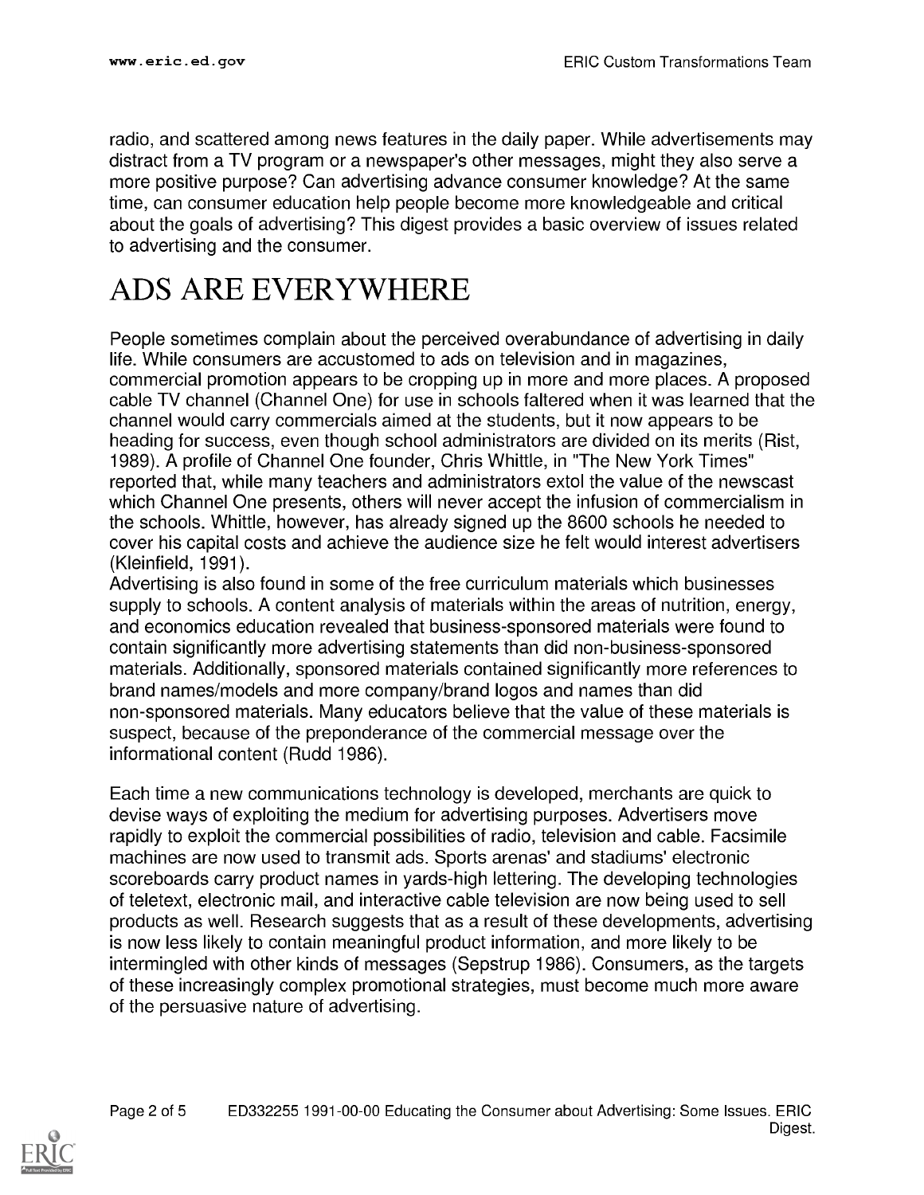radio, and scattered among news features in the daily paper. While advertisements may distract from a TV program or a newspaper's other messages, might they also serve a more positive purpose? Can advertising advance consumer knowledge? At the same time, can consumer education help people become more knowledgeable and critical about the goals of advertising? This digest provides a basic overview of issues related to advertising and the consumer.

# ADS ARE EVERYWHERE

People sometimes complain about the perceived overabundance of advertising in daily life. While consumers are accustomed to ads on television and in magazines, commercial promotion appears to be cropping up in more and more places. A proposed cable TV channel (Channel One) for use in schools faltered when it was learned that the channel would carry commercials aimed at the students, but it now appears to be heading for success, even though school administrators are divided on its merits (Rist, 1989). A profile of Channel One founder, Chris Whittle, in "The New York Times" reported that, while many teachers and administrators extol the value of the newscast which Channel One presents, others will never accept the infusion of commercialism in the schools. Whittle, however, has already signed up the 8600 schools he needed to cover his capital costs and achieve the audience size he felt would interest advertisers (Kleinfield, 1991).

Advertising is also found in some of the free curriculum materials which businesses supply to schools. A content analysis of materials within the areas of nutrition, energy, and economics education revealed that business-sponsored materials were found to contain significantly more advertising statements than did non-business-sponsored materials. Additionally, sponsored materials contained significantly more references to brand names/models and more company/brand logos and names than did non-sponsored materials. Many educators believe that the value of these materials is suspect, because of the preponderance of the commercial message over the informational content (Rudd 1986).

Each time a new communications technology is developed, merchants are quick to devise ways of exploiting the medium for advertising purposes. Advertisers move rapidly to exploit the commercial possibilities of radio, television and cable. Facsimile machines are now used to transmit ads. Sports arenas' and stadiums' electronic scoreboards carry product names in yards-high lettering. The developing technologies of teletext, electronic mail, and interactive cable television are now being used to sell products as well. Research suggests that as a result of these developments, advertising is now less likely to contain meaningful product information, and more likely to be intermingled with other kinds of messages (Sepstrup 1986). Consumers, as the targets of these increasingly complex promotional strategies, must become much more aware of the persuasive nature of advertising.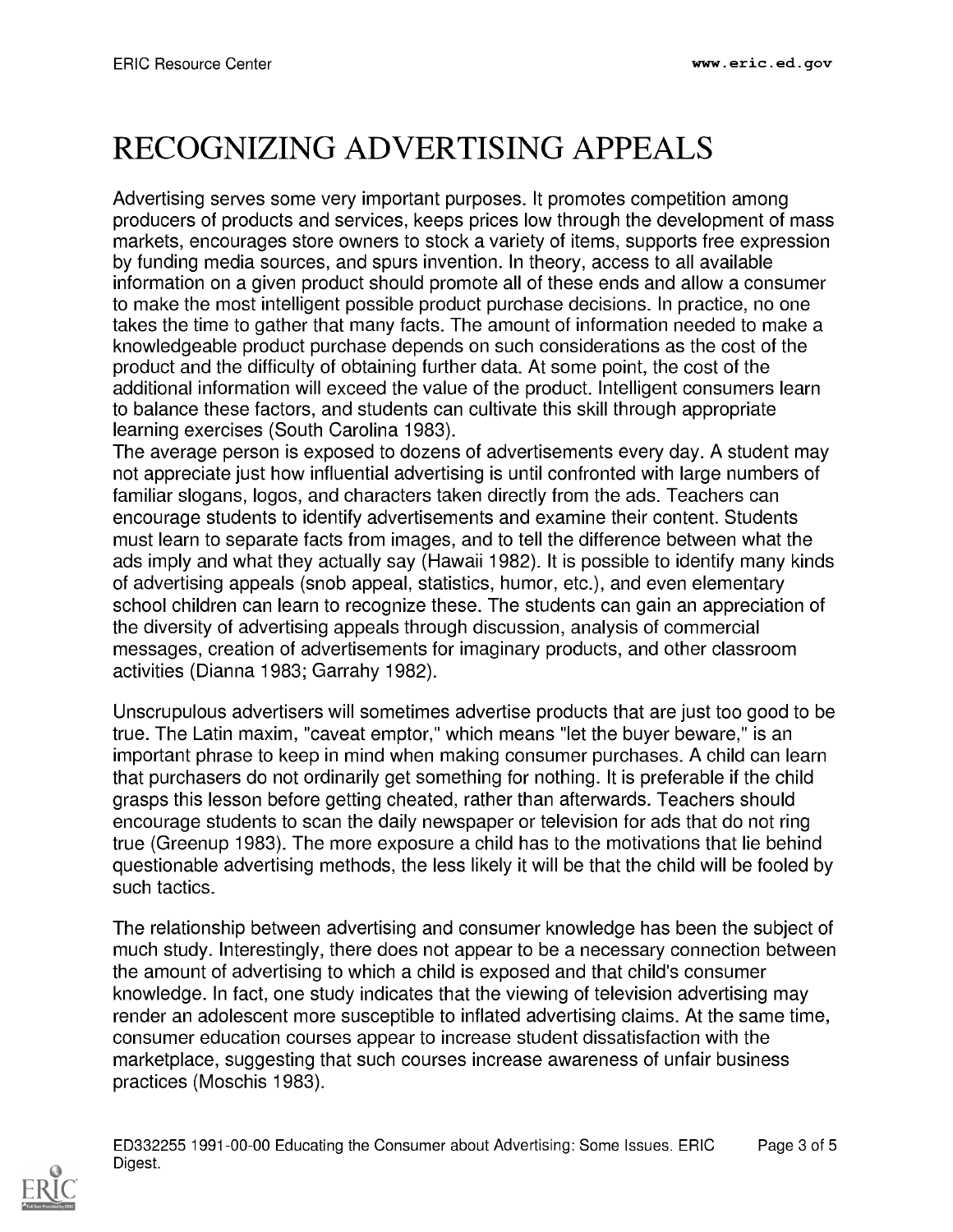# RECOGNIZING ADVERTISING APPEALS

Advertising serves some very important purposes. It promotes competition among producers of products and services, keeps prices low through the development of mass markets, encourages store owners to stock a variety of items, supports free expression by funding media sources, and spurs invention. In theory, access to all available information on a given product should promote all of these ends and allow a consumer to make the most intelligent possible product purchase decisions. In practice, no one takes the time to gather that many facts. The amount of information needed to make a knowledgeable product purchase depends on such considerations as the cost of the product and the difficulty of obtaining further data. At some point, the cost of the additional information will exceed the value of the product. Intelligent consumers learn to balance these factors, and students can cultivate this skill through appropriate learning exercises (South Carolina 1983).
The average person is exposed to dozens of advertisements every day. A student may not appreciate just how influential advertising is until confronted with large numbers of familiar slogans, logos, and characters taken directly from the ads. Teachers can encourage students to identify advertisements and examine their content. Students must learn to separate facts from images, and to tell the difference between what the ads imply and what they actually say (Hawaii 1982). It is possible to identify many kinds of advertising appeals (snob appeal, statistics, humor, etc.), and even elementary school children can learn to recognize these. The students can gain an appreciation of the diversity of advertising appeals through discussion, analysis of commercial messages, creation of advertisements for imaginary products, and other classroom activities (Dianna 1983; Garrahy 1982).

Unscrupulous advertisers will sometimes advertise products that are just too good to be true. The Latin maxim, "caveat emptor," which means "let the buyer beware," is an important phrase to keep in mind when making consumer purchases. A child can learn that purchasers do not ordinarily get something for nothing. It is preferable if the child grasps this lesson before getting cheated, rather than afterwards. Teachers should encourage students to scan the daily newspaper or television for ads that do not ring true (Greenup 1983). The more exposure a child has to the motivations that lie behind questionable advertising methods, the less likely it will be that the child will be fooled by such tactics.

The relationship between advertising and consumer knowledge has been the subject of much study. Interestingly, there does not appear to be a necessary connection between the amount of advertising to which a child is exposed and that child's consumer knowledge. In fact, one study indicates that the viewing of television advertising may render an adolescent more susceptible to inflated advertising claims. At the same time, consumer education courses appear to increase student dissatisfaction with the marketplace, suggesting that such courses increase awareness of unfair business practices (Moschis 1983).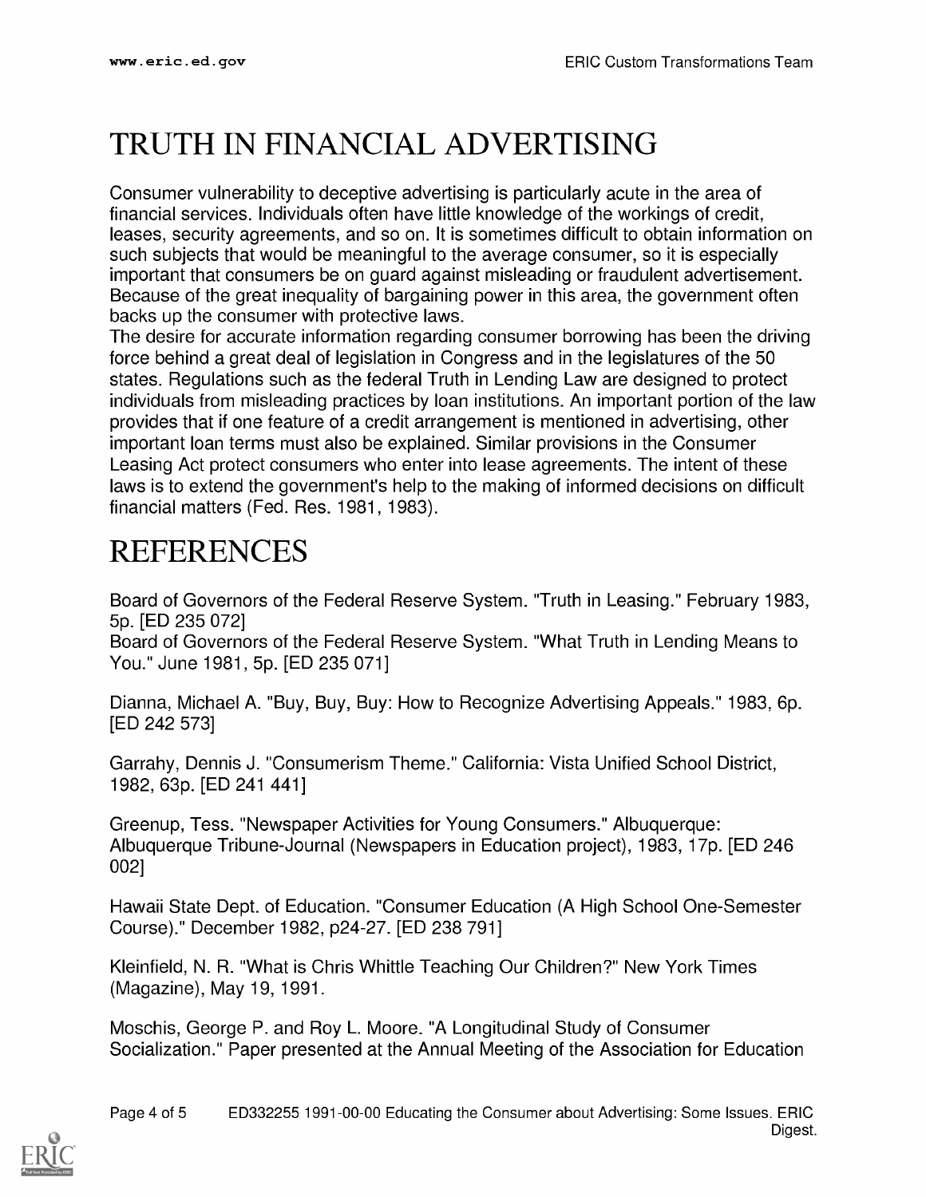# TRUTH IN FINANCIAL ADVERTISING

Consumer vulnerability to deceptive advertising is particularly acute in the area of financial services. Individuals often have little knowledge of the workings of credit, leases, security agreements, and so on. It is sometimes difficult to obtain information on such subjects that would be meaningful to the average consumer, so it is especially important that consumers be on guard against misleading or fraudulent advertisement. Because of the great inequality of bargaining power in this area, the government often backs up the consumer with protective laws.

The desire for accurate information regarding consumer borrowing has been the driving force behind a great deal of legislation in Congress and in the legislatures of the 50 states. Regulations such as the federal Truth in Lending Law are designed to protect individuals from misleading practices by loan institutions. An important portion of the law provides that if one feature of a credit arrangement is mentioned in advertising, other important loan terms must also be explained. Similar provisions in the Consumer Leasing Act protect consumers who enter into lease agreements. The intent of these laws is to extend the government's help to the making of informed decisions on difficult financial matters (Fed. Res. 1981, 1983).

# REFERENCES

Board of Governors of the Federal Reserve System. "Truth in Leasing." February 1983, 5p. [ED 235 072]

Board of Governors of the Federal Reserve System. "What Truth in Lending Means to You." June 1981, 5p. [ED 235 071]

Dianna, Michael A. "Buy, Buy, Buy: How to Recognize Advertising Appeals." 1983, 6p. [ED 242 573]

Garrahy, Dennis J. "Consumerism Theme." California: Vista Unified School District, 1982, 63p. [ED 241 441]

Greenup, Tess. "Newspaper Activities for Young Consumers." Albuquerque: Albuquerque Tribune-Journal (Newspapers in Education project), 1983, 17p. [ED 246 002]

Hawaii State Dept. of Education. "Consumer Education (A High School One-Semester Course)." December 1982, p24-27. [ED 238 791]

Kleinfield, N. R. "What is Chris Whittle Teaching Our Children?" New York Times (Magazine), May 19, 1991.

Moschis, George P. and Roy L. Moore. "A Longitudinal Study of Consumer Socialization." Paper presented at the Annual Meeting of the Association for Education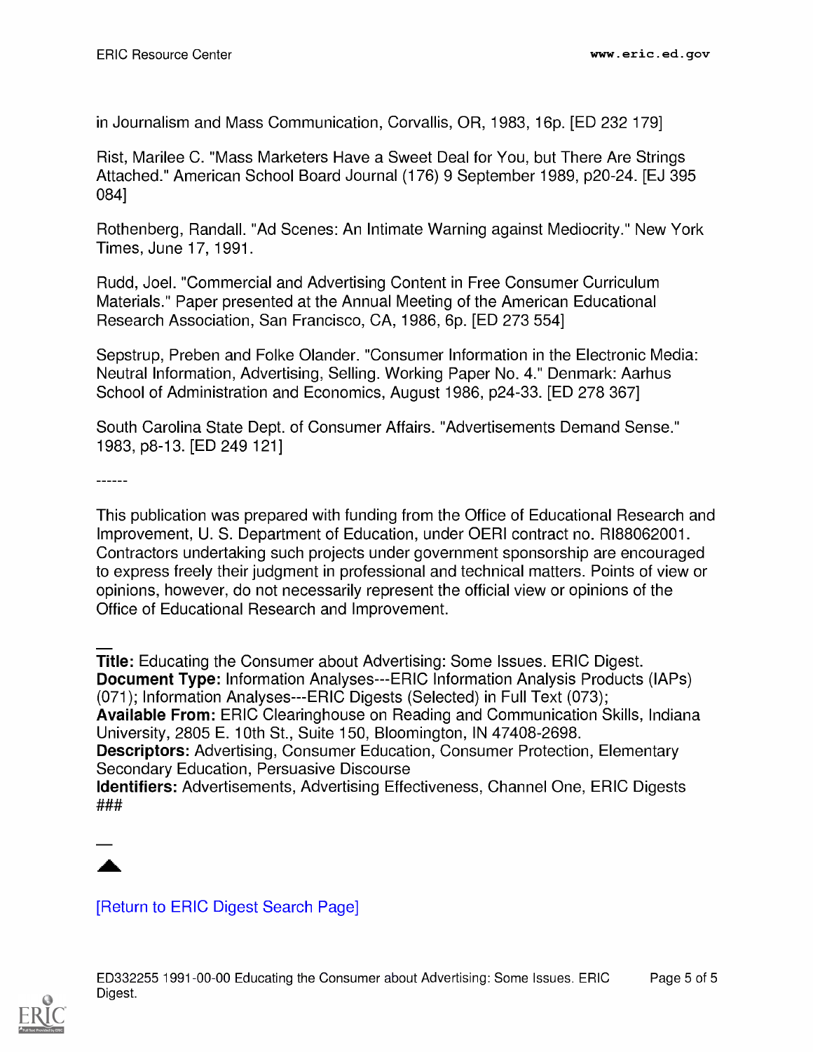in Journalism and Mass Communication, Corvallis, OR, 1983, 16p. [ED 232 179]

Rist, Marilee C. "Mass Marketers Have a Sweet Deal for You, but There Are Strings Attached." American School Board Journal (176) 9 September 1989, p20-24. [EJ 395 084]

Rothenberg, Randall. "Ad Scenes: An Intimate Warning against Mediocrity." New York Times, June 17, 1991.

Rudd, Joel. "Commercial and Advertising Content in Free Consumer Curriculum Materials." Paper presented at the Annual Meeting of the American Educational Research Association, San Francisco, CA, 1986, 6p. [ED 273 554]

Sepstrup, Preben and Folke Olander. "Consumer Information in the Electronic Media: Neutral Information, Advertising, Selling. Working Paper No. 4." Denmark: Aarhus School of Administration and Economics, August 1986, p24-33. [ED 278 367]

South Carolina State Dept. of Consumer Affairs. "Advertisements Demand Sense." 1983, p8-13. [ED 249 121]

------

This publication was prepared with funding from the Office of Educational Research and Improvement, U. S. Department of Education, under OERI contract no. RI88062001. Contractors undertaking such projects under government sponsorship are encouraged to express freely their judgment in professional and technical matters. Points of view or opinions, however, do not necessarily represent the official view or opinions of the Office of Educational Research and Improvement.

---

**Title:** Educating the Consumer about Advertising: Some Issues. ERIC Digest.
**Document Type:** Information Analyses---ERIC Information Analysis Products (IAPs) (071); Information Analyses---ERIC Digests (Selected) in Full Text (073);
**Available From:** ERIC Clearinghouse on Reading and Communication Skills, Indiana University, 2805 E. 10th St., Suite 150, Bloomington, IN 47408-2698.
**Descriptors:** Advertising, Consumer Education, Consumer Protection, Elementary Secondary Education, Persuasive Discourse
**Identifiers:** Advertisements, Advertising Effectiveness, Channel One, ERIC Digests
###

---

[Return to ERIC Digest Search Page]